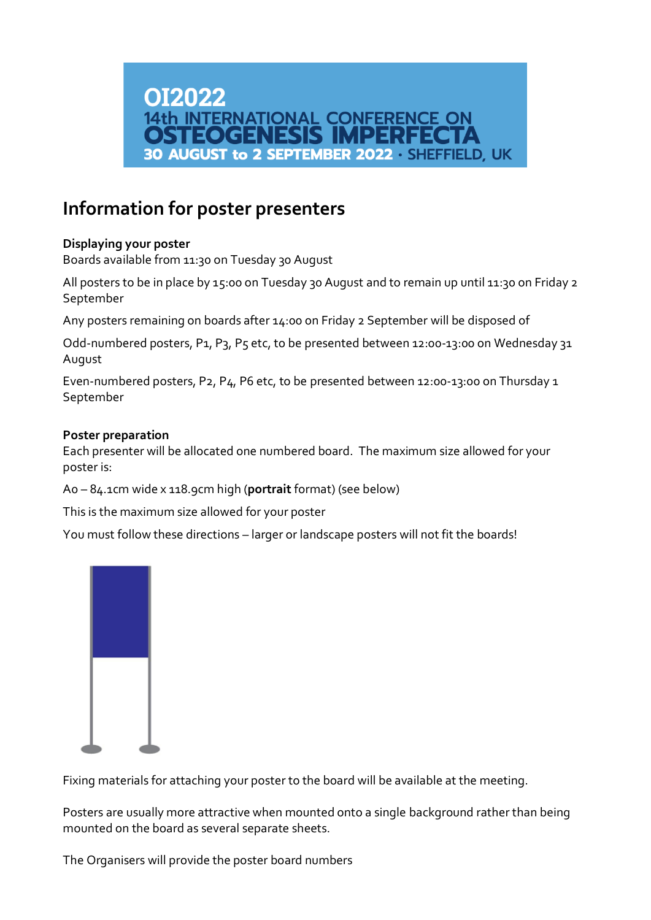OI2022
14th INTERNATIONAL CONFERENCE ON
OSTEOGENESIS IMPERFECTA
30 AUGUST to 2 SEPTEMBER 2022 · SHEFFIELD, UK

# Information for poster presenters

**Displaying your poster**

Boards available from 11:30 on Tuesday 30 August

All posters to be in place by 15:00 on Tuesday 30 August and to remain up until 11:30 on Friday 2 September

Any posters remaining on boards after 14:00 on Friday 2 September will be disposed of

Odd-numbered posters, P1, P3, P5 etc, to be presented between 12:00-13:00 on Wednesday 31 August

Even-numbered posters, P2, P4, P6 etc, to be presented between 12:00-13:00 on Thursday 1 September

**Poster preparation**

Each presenter will be allocated one numbered board. The maximum size allowed for your poster is:

A0 – 84.1cm wide x 118.9cm high (**portrait** format) (see below)

This is the maximum size allowed for your poster

You must follow these directions – larger or landscape posters will not fit the boards!

Fixing materials for attaching your poster to the board will be available at the meeting.

Posters are usually more attractive when mounted onto a single background rather than being mounted on the board as several separate sheets.

The Organisers will provide the poster board numbers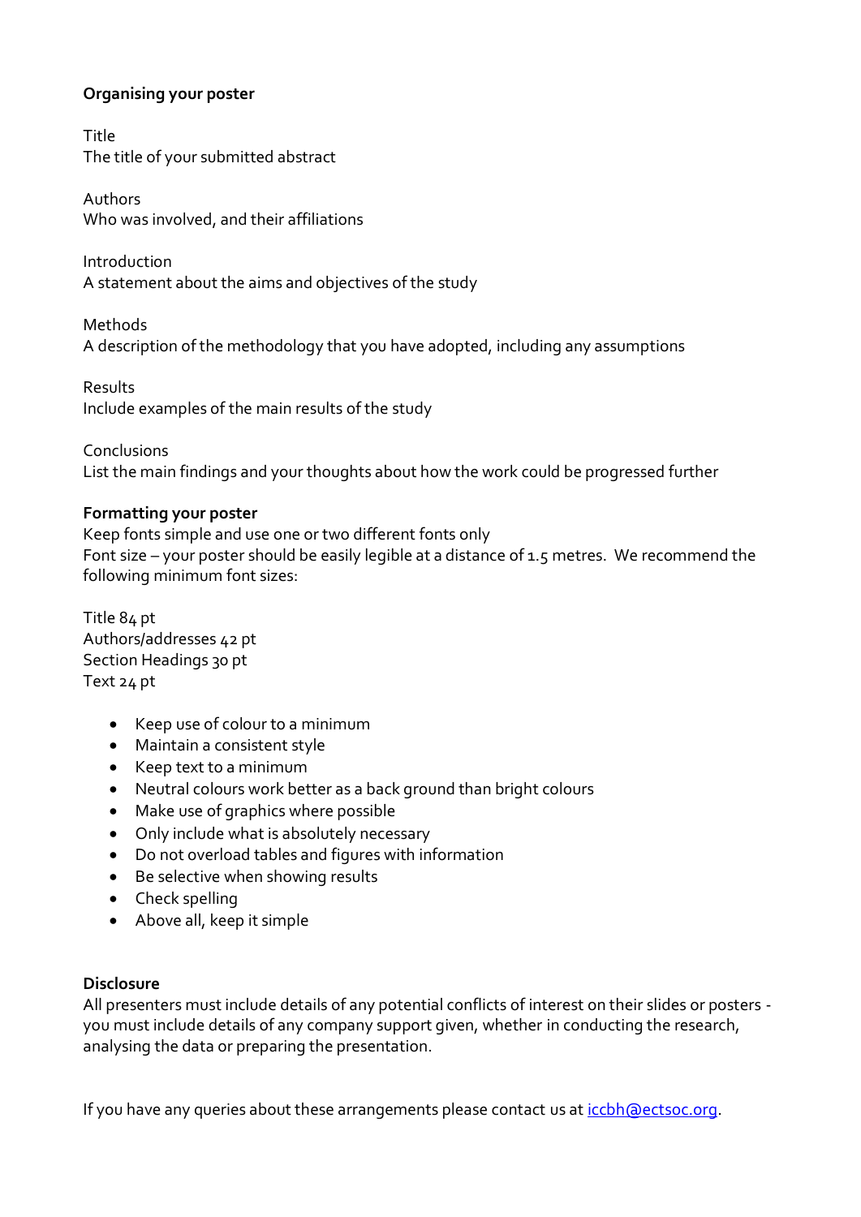**Organising your poster**

Title
The title of your submitted abstract

Authors
Who was involved, and their affiliations

Introduction
A statement about the aims and objectives of the study

Methods
A description of the methodology that you have adopted, including any assumptions

Results
Include examples of the main results of the study

Conclusions
List the main findings and your thoughts about how the work could be progressed further

**Formatting your poster**
Keep fonts simple and use one or two different fonts only
Font size – your poster should be easily legible at a distance of 1.5 metres. We recommend the following minimum font sizes:

Title 84 pt
Authors/addresses 42 pt
Section Headings 30 pt
Text 24 pt

- Keep use of colour to a minimum
- Maintain a consistent style
- Keep text to a minimum
- Neutral colours work better as a back ground than bright colours
- Make use of graphics where possible
- Only include what is absolutely necessary
- Do not overload tables and figures with information
- Be selective when showing results
- Check spelling
- Above all, keep it simple

**Disclosure**
All presenters must include details of any potential conflicts of interest on their slides or posters - you must include details of any company support given, whether in conducting the research, analysing the data or preparing the presentation.

If you have any queries about these arrangements please contact us at [iccbh@ectsoc.org](mailto:iccbh@ectsoc.org).